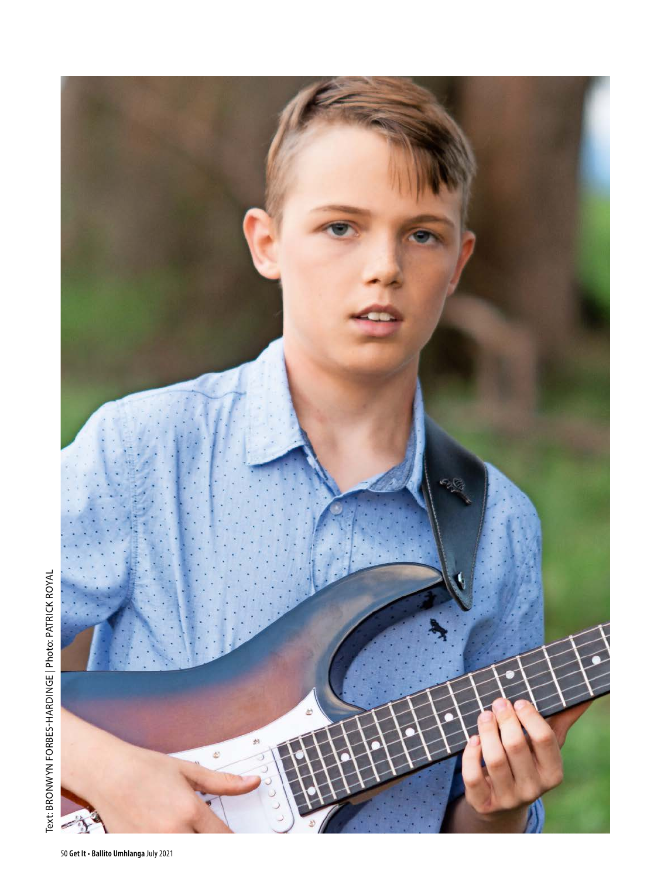Text: BRONWYN FORBES-HARDINGE | Photo: PATRICK ROYAL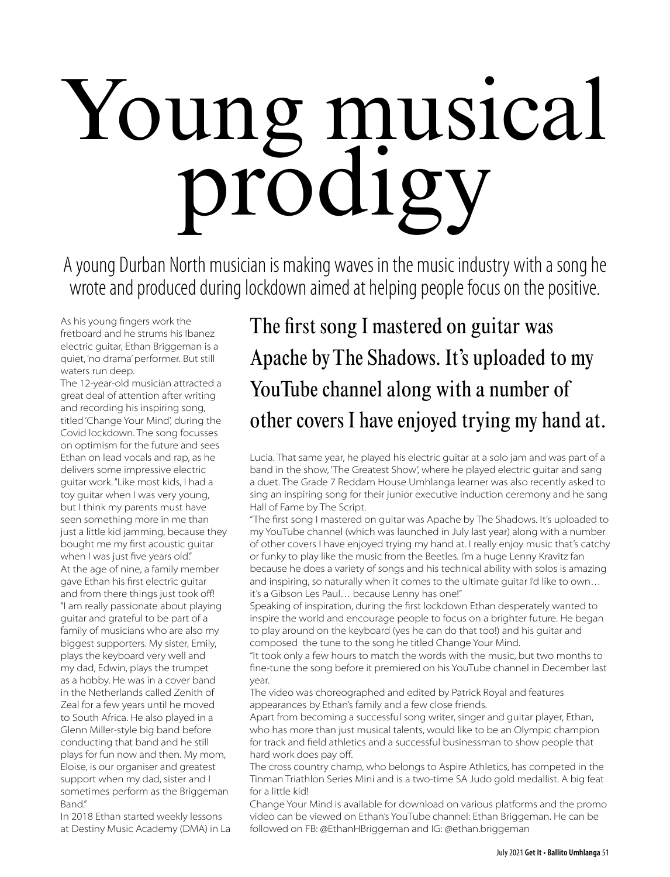# Young musical prodigy

A young Durban North musician is making waves in the music industry with a song he wrote and produced during lockdown aimed at helping people focus on the positive.

As his young fingers work the fretboard and he strums his Ibanez electric guitar, Ethan Briggeman is a quiet, 'no drama' performer. But still waters run deep.

The 12-year-old musician attracted a great deal of attention after writing and recording his inspiring song, titled 'Change Your Mind', during the Covid lockdown. The song focusses on optimism for the future and sees Ethan on lead vocals and rap, as he delivers some impressive electric guitar work. "Like most kids, I had a toy guitar when I was very young, but I think my parents must have seen something more in me than just a little kid jamming, because they bought me my first acoustic guitar when I was just five years old."

At the age of nine, a family member gave Ethan his first electric guitar and from there things just took off!

"I am really passionate about playing guitar and grateful to be part of a family of musicians who are also my biggest supporters. My sister, Emily, plays the keyboard very well and my dad, Edwin, plays the trumpet as a hobby. He was in a cover band in the Netherlands called Zenith of Zeal for a few years until he moved to South Africa. He also played in a Glenn Miller-style big band before conducting that band and he still plays for fun now and then. My mom, Eloise, is our organiser and greatest support when my dad, sister and I sometimes perform as the Briggeman Band."

In 2018 Ethan started weekly lessons at Destiny Music Academy (DMA) in La Lucia. That same year, he played his electric guitar at a solo jam and was part of a band in the show, 'The Greatest Show', where he played electric guitar and sang a duet. The Grade 7 Reddam House Umhlanga learner was also recently asked to sing an inspiring song for their junior executive induction ceremony and he sang Hall of Fame by The Script.

> The first song I mastered on guitar was Apache by The Shadows. It's uploaded to my YouTube channel along with a number of other covers I have enjoyed trying my hand at.

"The first song I mastered on guitar was Apache by The Shadows. It's uploaded to my YouTube channel (which was launched in July last year) along with a number of other covers I have enjoyed trying my hand at. I really enjoy music that's catchy or funky to play like the music from the Beetles. I'm a huge Lenny Kravitz fan because he does a variety of songs and his technical ability with solos is amazing and inspiring, so naturally when it comes to the ultimate guitar I'd like to own… it's a Gibson Les Paul… because Lenny has one!"

Speaking of inspiration, during the first lockdown Ethan desperately wanted to inspire the world and encourage people to focus on a brighter future. He began to play around on the keyboard (yes he can do that too!) and his guitar and composed the tune to the song he titled Change Your Mind.

"It took only a few hours to match the words with the music, but two months to fine-tune the song before it premiered on his YouTube channel in December last year.

The video was choreographed and edited by Patrick Royal and features appearances by Ethan's family and a few close friends.

Apart from becoming a successful song writer, singer and guitar player, Ethan, who has more than just musical talents, would like to be an Olympic champion for track and field athletics and a successful businessman to show people that hard work does pay off.

The cross country champ, who belongs to Aspire Athletics, has competed in the Tinman Triathlon Series Mini and is a two-time SA Judo gold medallist. A big feat for a little kid!

Change Your Mind is available for download on various platforms and the promo video can be viewed on Ethan's YouTube channel: Ethan Briggeman. He can be followed on FB: @EthanHBriggeman and IG: @ethan.briggeman